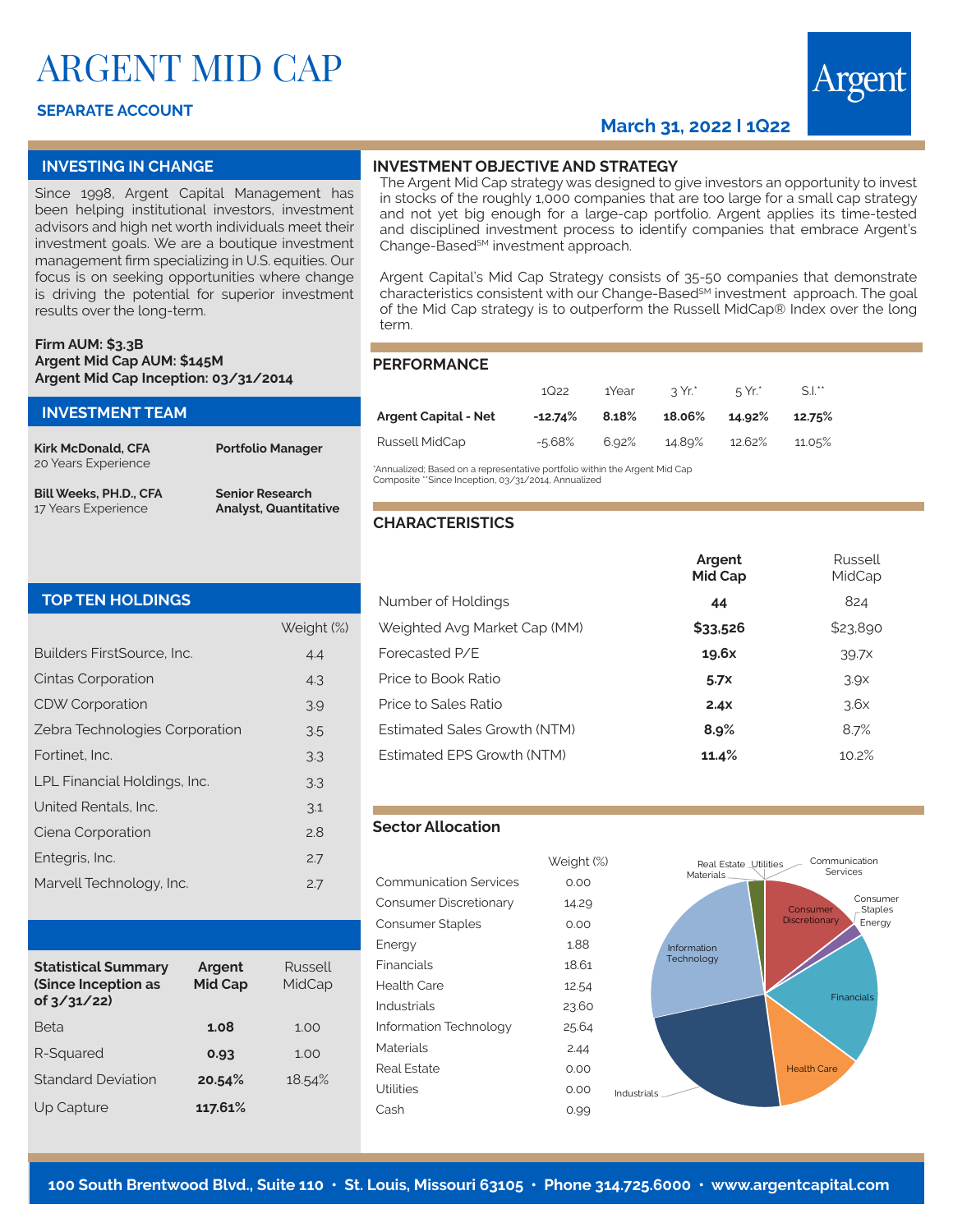# ARGENT MID CAP

**SEPARATE ACCOUNT**

**March 31, 2022 | 1Q22**

Argent

## INVESTING IN CHANGE

Since 1998, Argent Capital Management has been helping institutional investors, investment advisors and high net worth individuals meet their investment goals. We are a boutique investment management firm specializing in U.S. equities. Our focus is on seeking opportunities where change is driving the potential for superior investment results over the long-term.

**Firm AUM: $3.3B**
**Argent Mid Cap AUM: $145M**
**Argent Mid Cap Inception: 03/31/2014**

## INVESTMENT TEAM

| | |
|---|---|
| **Kirk McDonald, CFA** 20 Years Experience | **Portfolio Manager** |
| **Bill Weeks, PH.D., CFA** 17 Years Experience | **Senior Research Analyst, Quantitative** |

## TOP TEN HOLDINGS

| | Weight (%) |
|---|---|
| Builders FirstSource, Inc. | 4.4 |
| Cintas Corporation | 4.3 |
| CDW Corporation | 3.9 |
| Zebra Technologies Corporation | 3.5 |
| Fortinet, Inc. | 3.3 |
| LPL Financial Holdings, Inc. | 3.3 |
| United Rentals, Inc. | 3.1 |
| Ciena Corporation | 2.8 |
| Entegris, Inc. | 2.7 |
| Marvell Technology, Inc. | 2.7 |

| **Statistical Summary (Since Inception as of 3/31/22)** | **Argent Mid Cap** | Russell MidCap |
|---|---|---|
| Beta | **1.08** | 1.00 |
| R-Squared | **0.93** | 1.00 |
| Standard Deviation | **20.54%** | 18.54% |
| Up Capture | **117.61%** | |

## INVESTMENT OBJECTIVE AND STRATEGY

The Argent Mid Cap strategy was designed to give investors an opportunity to invest in stocks of the roughly 1,000 companies that are too large for a small cap strategy and not yet big enough for a large-cap portfolio. Argent applies its time-tested and disciplined investment process to identify companies that embrace Argent's Change-Based℠ investment approach.

Argent Capital's Mid Cap Strategy consists of 35-50 companies that demonstrate characteristics consistent with our Change-Based℠ investment approach. The goal of the Mid Cap strategy is to outperform the Russell MidCap® Index over the long term.

## PERFORMANCE

| | 1Q22 | 1Year | 3 Yr.* | 5 Yr.* | S.I.** |
|---|---|---|---|---|---|
| **Argent Capital - Net** | **-12.74%** | **8.18%** | **18.06%** | **14.92%** | **12.75%** |
| Russell MidCap | -5.68% | 6.92% | 14.89% | 12.62% | 11.05% |

*Annualized; Based on a representative portfolio within the Argent Mid Cap Composite **Since Inception, 03/31/2014, Annualized

## CHARACTERISTICS

| | **Argent Mid Cap** | Russell MidCap |
|---|---|---|
| Number of Holdings | **44** | 824 |
| Weighted Avg Market Cap (MM) | **$33,526** | $23,890 |
| Forecasted P/E | **19.6x** | 39.7x |
| Price to Book Ratio | **5.7x** | 3.9x |
| Price to Sales Ratio | **2.4x** | 3.6x |
| Estimated Sales Growth (NTM) | **8.9%** | 8.7% |
| Estimated EPS Growth (NTM) | **11.4%** | 10.2% |

## Sector Allocation

| | Weight (%) |
|---|---|
| Communication Services | 0.00 |
| Consumer Discretionary | 14.29 |
| Consumer Staples | 0.00 |
| Energy | 1.88 |
| Financials | 18.61 |
| Health Care | 12.54 |
| Industrials | 23.60 |
| Information Technology | 25.64 |
| Materials | 2.44 |
| Real Estate | 0.00 |
| Utilities | 0.00 |
| Cash | 0.99 |

**100 South Brentwood Blvd., Suite 110 • St. Louis, Missouri 63105 • Phone 314.725.6000 • www.argentcapital.com**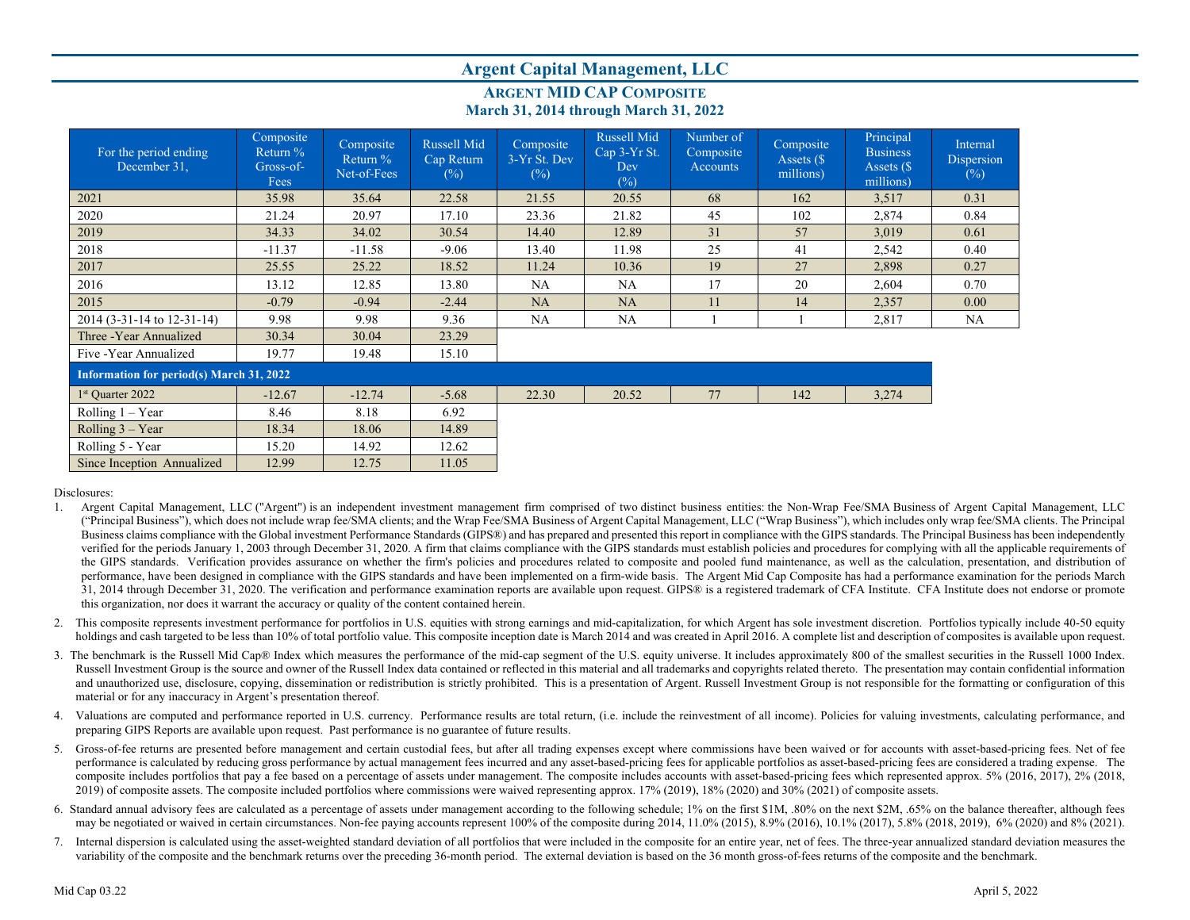# Argent Capital Management, LLC

## ARGENT MID CAP COMPOSITE
### March 31, 2014 through March 31, 2022

| For the period ending December 31, | Composite Return % Gross-of-Fees | Composite Return % Net-of-Fees | Russell Mid Cap Return (%) | Composite 3-Yr St. Dev (%) | Russell Mid Cap 3-Yr St. Dev (%) | Number of Composite Accounts | Composite Assets ($ millions) | Principal Business Assets ($ millions) | Internal Dispersion (%) |
|---|---|---|---|---|---|---|---|---|---|
| 2021 | 35.98 | 35.64 | 22.58 | 21.55 | 20.55 | 68 | 162 | 3,517 | 0.31 |
| 2020 | 21.24 | 20.97 | 17.10 | 23.36 | 21.82 | 45 | 102 | 2,874 | 0.84 |
| 2019 | 34.33 | 34.02 | 30.54 | 14.40 | 12.89 | 31 | 57 | 3,019 | 0.61 |
| 2018 | -11.37 | -11.58 | -9.06 | 13.40 | 11.98 | 25 | 41 | 2,542 | 0.40 |
| 2017 | 25.55 | 25.22 | 18.52 | 11.24 | 10.36 | 19 | 27 | 2,898 | 0.27 |
| 2016 | 13.12 | 12.85 | 13.80 | NA | NA | 17 | 20 | 2,604 | 0.70 |
| 2015 | -0.79 | -0.94 | -2.44 | NA | NA | 11 | 14 | 2,357 | 0.00 |
| 2014 (3-31-14 to 12-31-14) | 9.98 | 9.98 | 9.36 | NA | NA | 1 | 1 | 2,817 | NA |
| Three -Year Annualized | 30.34 | 30.04 | 23.29 | | | | | | |
| Five -Year Annualized | 19.77 | 19.48 | 15.10 | | | | | | |
| **Information for period(s) March 31, 2022** | | | | | | | | | |
| 1st Quarter 2022 | -12.67 | -12.74 | -5.68 | 22.30 | 20.52 | 77 | 142 | 3,274 | |
| Rolling 1 – Year | 8.46 | 8.18 | 6.92 | | | | | | |
| Rolling 3 – Year | 18.34 | 18.06 | 14.89 | | | | | | |
| Rolling 5 - Year | 15.20 | 14.92 | 12.62 | | | | | | |
| Since Inception Annualized | 12.99 | 12.75 | 11.05 | | | | | | |

Disclosures:

1. Argent Capital Management, LLC ("Argent") is an independent investment management firm comprised of two distinct business entities: the Non-Wrap Fee/SMA Business of Argent Capital Management, LLC ("Principal Business"), which does not include wrap fee/SMA clients; and the Wrap Fee/SMA Business of Argent Capital Management, LLC ("Wrap Business"), which includes only wrap fee/SMA clients. The Principal Business claims compliance with the Global investment Performance Standards (GIPS®) and has prepared and presented this report in compliance with the GIPS standards. The Principal Business has been independently verified for the periods January 1, 2003 through December 31, 2020. A firm that claims compliance with the GIPS standards must establish policies and procedures for complying with all the applicable requirements of the GIPS standards. Verification provides assurance on whether the firm's policies and procedures related to composite and pooled fund maintenance, as well as the calculation, presentation, and distribution of performance, have been designed in compliance with the GIPS standards and have been implemented on a firm-wide basis. The Argent Mid Cap Composite has had a performance examination for the periods March 31, 2014 through December 31, 2020. The verification and performance examination reports are available upon request. GIPS® is a registered trademark of CFA Institute. CFA Institute does not endorse or promote this organization, nor does it warrant the accuracy or quality of the content contained herein.

2. This composite represents investment performance for portfolios in U.S. equities with strong earnings and mid-capitalization, for which Argent has sole investment discretion. Portfolios typically include 40-50 equity holdings and cash targeted to be less than 10% of total portfolio value. This composite inception date is March 2014 and was created in April 2016. A complete list and description of composites is available upon request.

3. The benchmark is the Russell Mid Cap® Index which measures the performance of the mid-cap segment of the U.S. equity universe. It includes approximately 800 of the smallest securities in the Russell 1000 Index. Russell Investment Group is the source and owner of the Russell Index data contained or reflected in this material and all trademarks and copyrights related thereto. The presentation may contain confidential information and unauthorized use, disclosure, copying, dissemination or redistribution is strictly prohibited. This is a presentation of Argent. Russell Investment Group is not responsible for the formatting or configuration of this material or for any inaccuracy in Argent's presentation thereof.

4. Valuations are computed and performance reported in U.S. currency. Performance results are total return, (i.e. include the reinvestment of all income). Policies for valuing investments, calculating performance, and preparing GIPS Reports are available upon request. Past performance is no guarantee of future results.

5. Gross-of-fee returns are presented before management and certain custodial fees, but after all trading expenses except where commissions have been waived or for accounts with asset-based-pricing fees. Net of fee performance is calculated by reducing gross performance by actual management fees incurred and any asset-based-pricing fees for applicable portfolios as asset-based-pricing fees are considered a trading expense. The composite includes portfolios that pay a fee based on a percentage of assets under management. The composite includes accounts with asset-based-pricing fees which represented approx. 5% (2016, 2017), 2% (2018, 2019) of composite assets. The composite included portfolios where commissions were waived representing approx. 17% (2019), 18% (2020) and 30% (2021) of composite assets.

6. Standard annual advisory fees are calculated as a percentage of assets under management according to the following schedule; 1% on the first $1M, .80% on the next $2M, .65% on the balance thereafter, although fees may be negotiated or waived in certain circumstances. Non-fee paying accounts represent 100% of the composite during 2014, 11.0% (2015), 8.9% (2016), 10.1% (2017), 5.8% (2018, 2019), 6% (2020) and 8% (2021).

7. Internal dispersion is calculated using the asset-weighted standard deviation of all portfolios that were included in the composite for an entire year, net of fees. The three-year annualized standard deviation measures the variability of the composite and the benchmark returns over the preceding 36-month period. The external deviation is based on the 36 month gross-of-fees returns of the composite and the benchmark.

Mid Cap 03.22

April 5, 2022